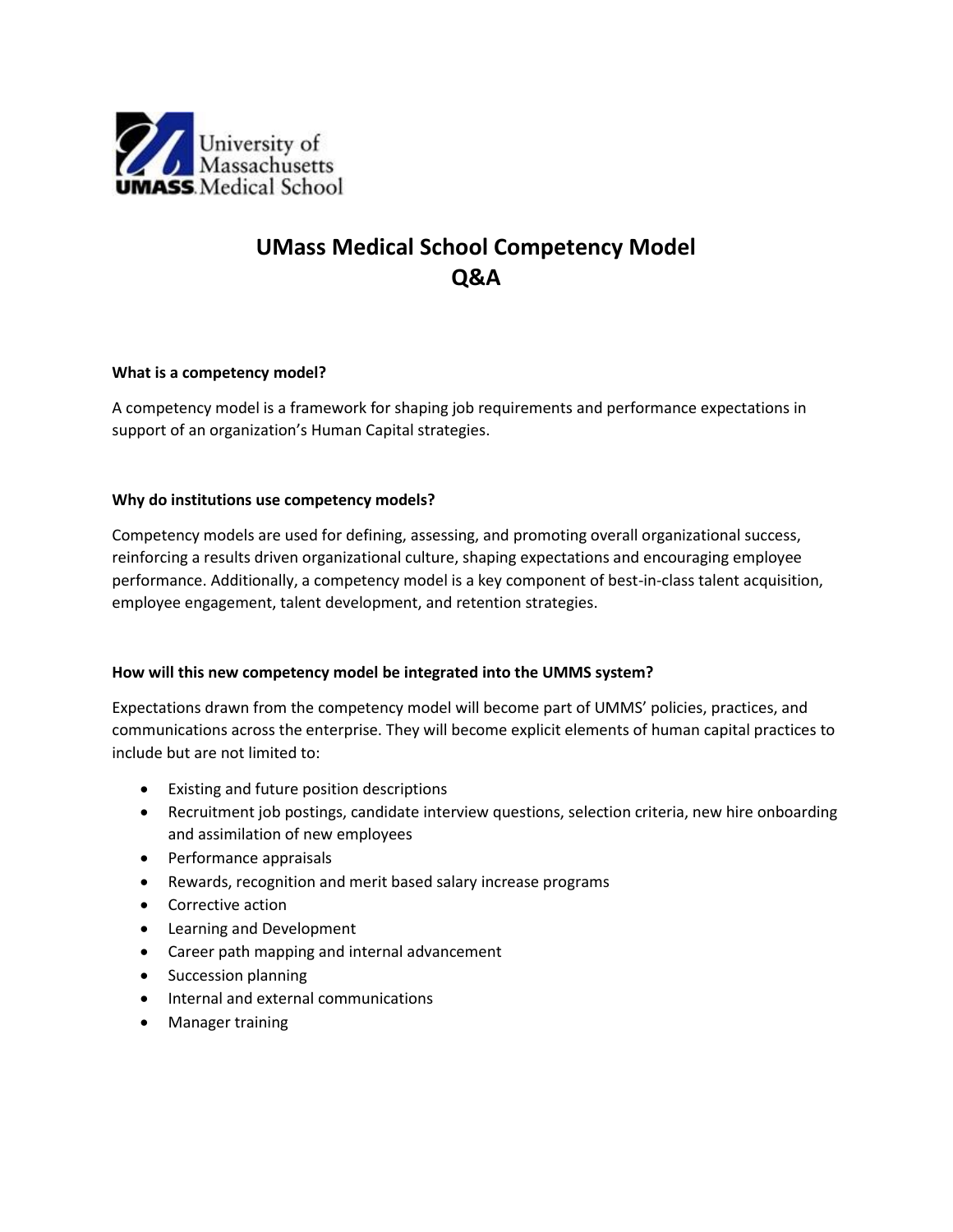# UMass Medical School Competency Model
# Q&A

**What is a competency model?**

A competency model is a framework for shaping job requirements and performance expectations in support of an organization's Human Capital strategies.

**Why do institutions use competency models?**

Competency models are used for defining, assessing, and promoting overall organizational success, reinforcing a results driven organizational culture, shaping expectations and encouraging employee performance. Additionally, a competency model is a key component of best-in-class talent acquisition, employee engagement, talent development, and retention strategies.

**How will this new competency model be integrated into the UMMS system?**

Expectations drawn from the competency model will become part of UMMS' policies, practices, and communications across the enterprise. They will become explicit elements of human capital practices to include but are not limited to:

- Existing and future position descriptions
- Recruitment job postings, candidate interview questions, selection criteria, new hire onboarding and assimilation of new employees
- Performance appraisals
- Rewards, recognition and merit based salary increase programs
- Corrective action
- Learning and Development
- Career path mapping and internal advancement
- Succession planning
- Internal and external communications
- Manager training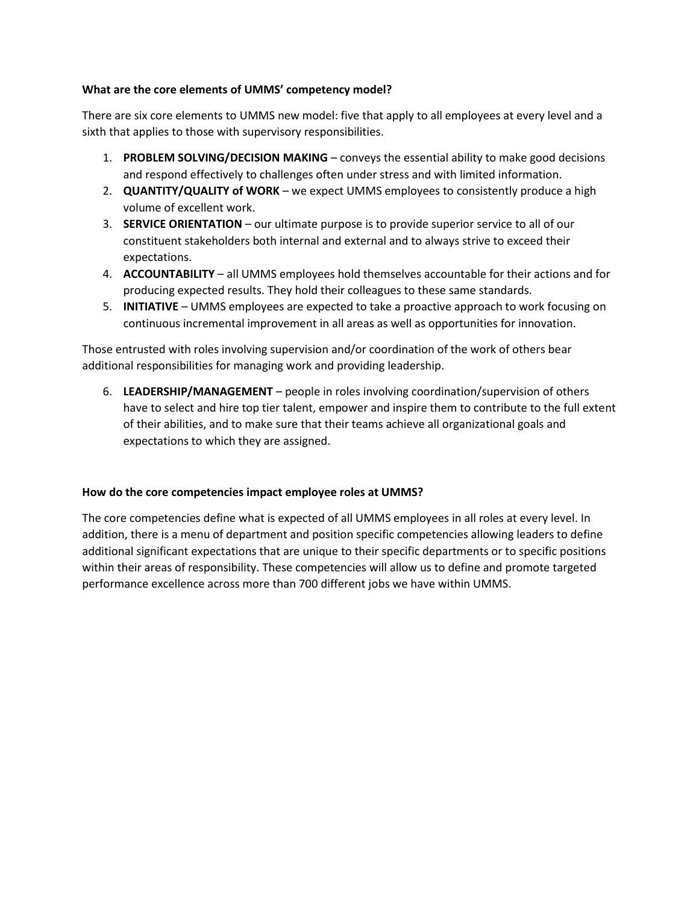**What are the core elements of UMMS' competency model?**

There are six core elements to UMMS new model: five that apply to all employees at every level and a sixth that applies to those with supervisory responsibilities.

1. **PROBLEM SOLVING/DECISION MAKING** – conveys the essential ability to make good decisions and respond effectively to challenges often under stress and with limited information.
2. **QUANTITY/QUALITY of WORK** – we expect UMMS employees to consistently produce a high volume of excellent work.
3. **SERVICE ORIENTATION** – our ultimate purpose is to provide superior service to all of our constituent stakeholders both internal and external and to always strive to exceed their expectations.
4. **ACCOUNTABILITY** – all UMMS employees hold themselves accountable for their actions and for producing expected results. They hold their colleagues to these same standards.
5. **INITIATIVE** – UMMS employees are expected to take a proactive approach to work focusing on continuous incremental improvement in all areas as well as opportunities for innovation.

Those entrusted with roles involving supervision and/or coordination of the work of others bear additional responsibilities for managing work and providing leadership.

6. **LEADERSHIP/MANAGEMENT** – people in roles involving coordination/supervision of others have to select and hire top tier talent, empower and inspire them to contribute to the full extent of their abilities, and to make sure that their teams achieve all organizational goals and expectations to which they are assigned.

**How do the core competencies impact employee roles at UMMS?**

The core competencies define what is expected of all UMMS employees in all roles at every level. In addition, there is a menu of department and position specific competencies allowing leaders to define additional significant expectations that are unique to their specific departments or to specific positions within their areas of responsibility. These competencies will allow us to define and promote targeted performance excellence across more than 700 different jobs we have within UMMS.